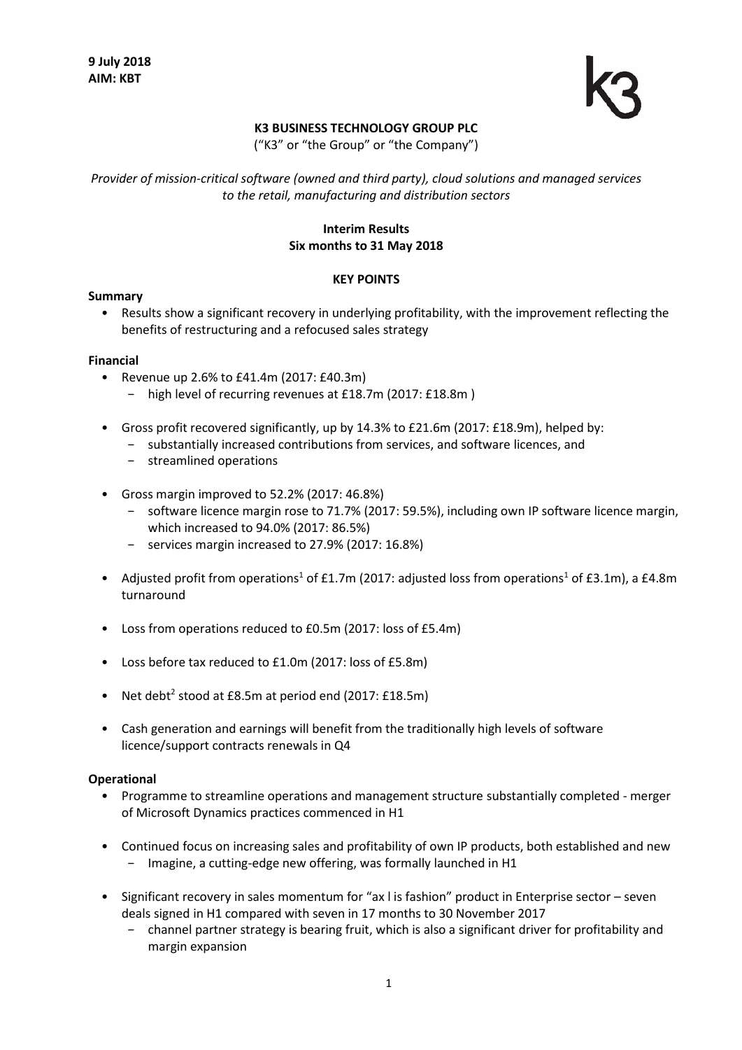**9 July 2018**
**AIM: KBT**

**K3 BUSINESS TECHNOLOGY GROUP PLC**

("K3" or "the Group" or "the Company")

*Provider of mission-critical software (owned and third party), cloud solutions and managed services to the retail, manufacturing and distribution sectors*

**Interim Results**
**Six months to 31 May 2018**

**KEY POINTS**

**Summary**

- Results show a significant recovery in underlying profitability, with the improvement reflecting the benefits of restructuring and a refocused sales strategy

**Financial**

- Revenue up 2.6% to £41.4m (2017: £40.3m)
  - high level of recurring revenues at £18.7m (2017: £18.8m )
- Gross profit recovered significantly, up by 14.3% to £21.6m (2017: £18.9m), helped by:
  - substantially increased contributions from services, and software licences, and
  - streamlined operations
- Gross margin improved to 52.2% (2017: 46.8%)
  - software licence margin rose to 71.7% (2017: 59.5%), including own IP software licence margin, which increased to 94.0% (2017: 86.5%)
  - services margin increased to 27.9% (2017: 16.8%)
- Adjusted profit from operations[1] of £1.7m (2017: adjusted loss from operations[1] of £3.1m), a £4.8m turnaround
- Loss from operations reduced to £0.5m (2017: loss of £5.4m)
- Loss before tax reduced to £1.0m (2017: loss of £5.8m)
- Net debt[2] stood at £8.5m at period end (2017: £18.5m)
- Cash generation and earnings will benefit from the traditionally high levels of software licence/support contracts renewals in Q4

**Operational**

- Programme to streamline operations and management structure substantially completed - merger of Microsoft Dynamics practices commenced in H1
- Continued focus on increasing sales and profitability of own IP products, both established and new
  - Imagine, a cutting-edge new offering, was formally launched in H1
- Significant recovery in sales momentum for "ax l is fashion" product in Enterprise sector – seven deals signed in H1 compared with seven in 17 months to 30 November 2017
  - channel partner strategy is bearing fruit, which is also a significant driver for profitability and margin expansion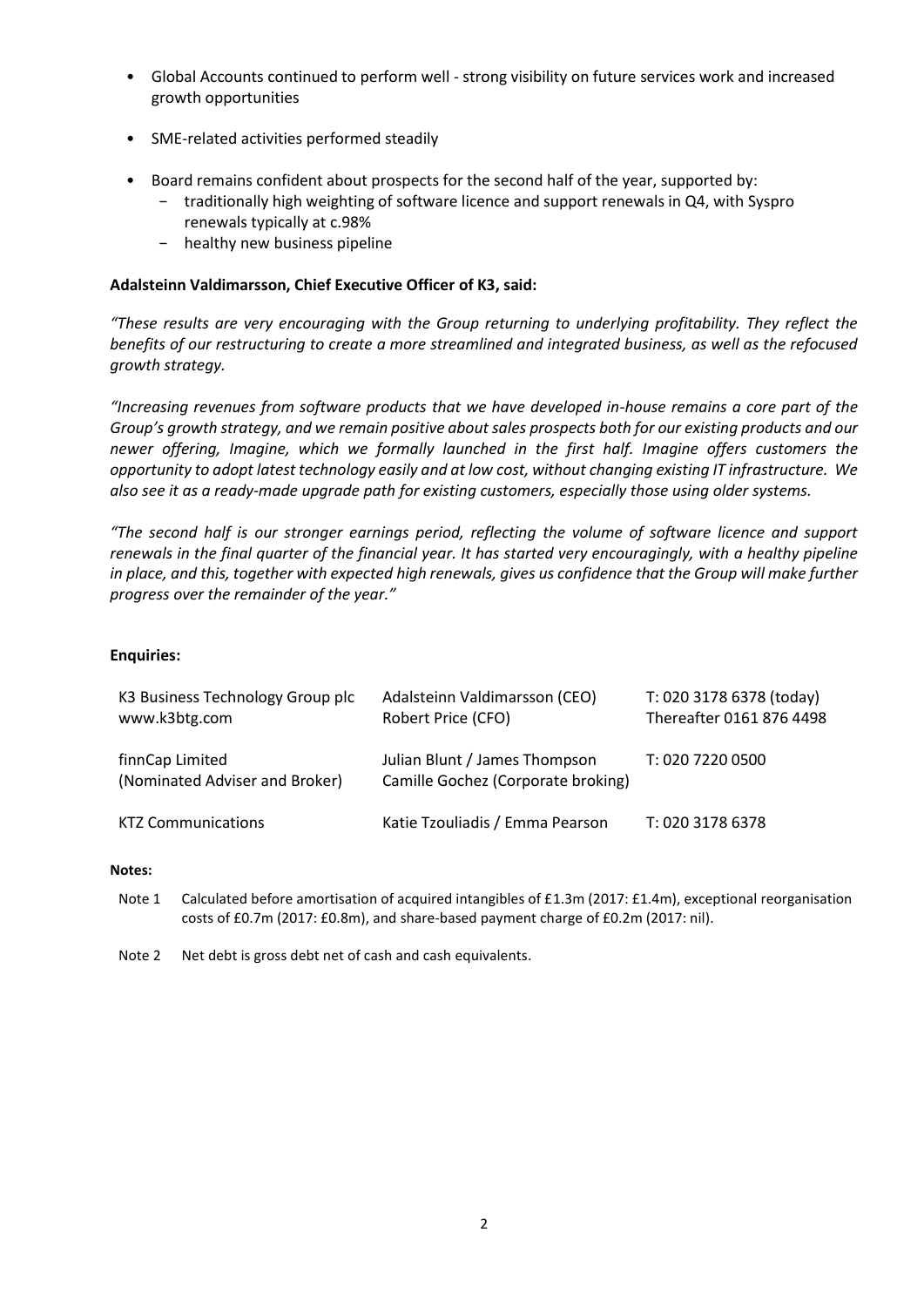- Global Accounts continued to perform well - strong visibility on future services work and increased growth opportunities

- SME-related activities performed steadily

- Board remains confident about prospects for the second half of the year, supported by:
  - traditionally high weighting of software licence and support renewals in Q4, with Syspro renewals typically at c.98%
  - healthy new business pipeline

**Adalsteinn Valdimarsson, Chief Executive Officer of K3, said:**

*"These results are very encouraging with the Group returning to underlying profitability. They reflect the benefits of our restructuring to create a more streamlined and integrated business, as well as the refocused growth strategy.*

*"Increasing revenues from software products that we have developed in-house remains a core part of the Group's growth strategy, and we remain positive about sales prospects both for our existing products and our newer offering, Imagine, which we formally launched in the first half. Imagine offers customers the opportunity to adopt latest technology easily and at low cost, without changing existing IT infrastructure. We also see it as a ready-made upgrade path for existing customers, especially those using older systems.*

*"The second half is our stronger earnings period, reflecting the volume of software licence and support renewals in the final quarter of the financial year. It has started very encouragingly, with a healthy pipeline in place, and this, together with expected high renewals, gives us confidence that the Group will make further progress over the remainder of the year."*

**Enquiries:**

| | | |
|---|---|---|
| K3 Business Technology Group plc<br>www.k3btg.com | Adalsteinn Valdimarsson (CEO)<br>Robert Price (CFO) | T: 020 3178 6378 (today)<br>Thereafter 0161 876 4498 |
| finnCap Limited<br>(Nominated Adviser and Broker) | Julian Blunt / James Thompson<br>Camille Gochez (Corporate broking) | T: 020 7220 0500 |
| KTZ Communications | Katie Tzouliadis / Emma Pearson | T: 020 3178 6378 |

**Notes:**

Note 1 Calculated before amortisation of acquired intangibles of £1.3m (2017: £1.4m), exceptional reorganisation costs of £0.7m (2017: £0.8m), and share-based payment charge of £0.2m (2017: nil).

Note 2 Net debt is gross debt net of cash and cash equivalents.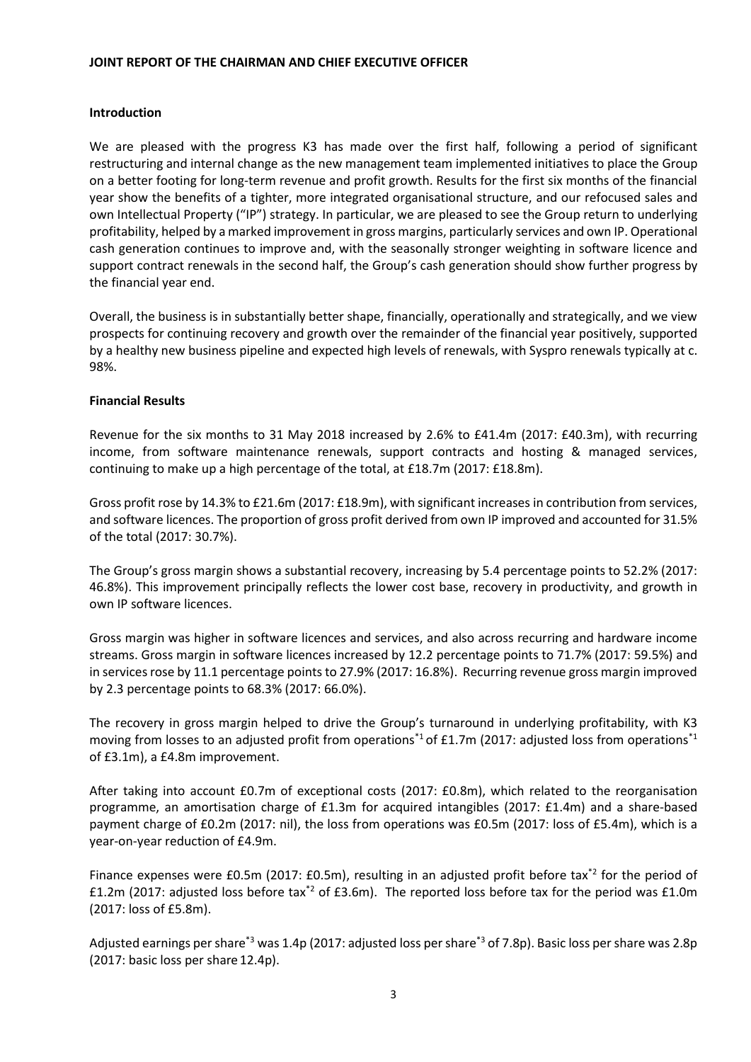## JOINT REPORT OF THE CHAIRMAN AND CHIEF EXECUTIVE OFFICER

### Introduction

We are pleased with the progress K3 has made over the first half, following a period of significant restructuring and internal change as the new management team implemented initiatives to place the Group on a better footing for long-term revenue and profit growth. Results for the first six months of the financial year show the benefits of a tighter, more integrated organisational structure, and our refocused sales and own Intellectual Property ("IP") strategy. In particular, we are pleased to see the Group return to underlying profitability, helped by a marked improvement in gross margins, particularly services and own IP. Operational cash generation continues to improve and, with the seasonally stronger weighting in software licence and support contract renewals in the second half, the Group's cash generation should show further progress by the financial year end.

Overall, the business is in substantially better shape, financially, operationally and strategically, and we view prospects for continuing recovery and growth over the remainder of the financial year positively, supported by a healthy new business pipeline and expected high levels of renewals, with Syspro renewals typically at c. 98%.

### Financial Results

Revenue for the six months to 31 May 2018 increased by 2.6% to £41.4m (2017: £40.3m), with recurring income, from software maintenance renewals, support contracts and hosting & managed services, continuing to make up a high percentage of the total, at £18.7m (2017: £18.8m).

Gross profit rose by 14.3% to £21.6m (2017: £18.9m), with significant increases in contribution from services, and software licences. The proportion of gross profit derived from own IP improved and accounted for 31.5% of the total (2017: 30.7%).

The Group's gross margin shows a substantial recovery, increasing by 5.4 percentage points to 52.2% (2017: 46.8%). This improvement principally reflects the lower cost base, recovery in productivity, and growth in own IP software licences.

Gross margin was higher in software licences and services, and also across recurring and hardware income streams. Gross margin in software licences increased by 12.2 percentage points to 71.7% (2017: 59.5%) and in services rose by 11.1 percentage points to 27.9% (2017: 16.8%). Recurring revenue gross margin improved by 2.3 percentage points to 68.3% (2017: 66.0%).

The recovery in gross margin helped to drive the Group's turnaround in underlying profitability, with K3 moving from losses to an adjusted profit from operations[*1] of £1.7m (2017: adjusted loss from operations[*1] of £3.1m), a £4.8m improvement.

After taking into account £0.7m of exceptional costs (2017: £0.8m), which related to the reorganisation programme, an amortisation charge of £1.3m for acquired intangibles (2017: £1.4m) and a share-based payment charge of £0.2m (2017: nil), the loss from operations was £0.5m (2017: loss of £5.4m), which is a year-on-year reduction of £4.9m.

Finance expenses were £0.5m (2017: £0.5m), resulting in an adjusted profit before tax[*2] for the period of £1.2m (2017: adjusted loss before tax[*2] of £3.6m). The reported loss before tax for the period was £1.0m (2017: loss of £5.8m).

Adjusted earnings per share[*3] was 1.4p (2017: adjusted loss per share[*3] of 7.8p). Basic loss per share was 2.8p (2017: basic loss per share 12.4p).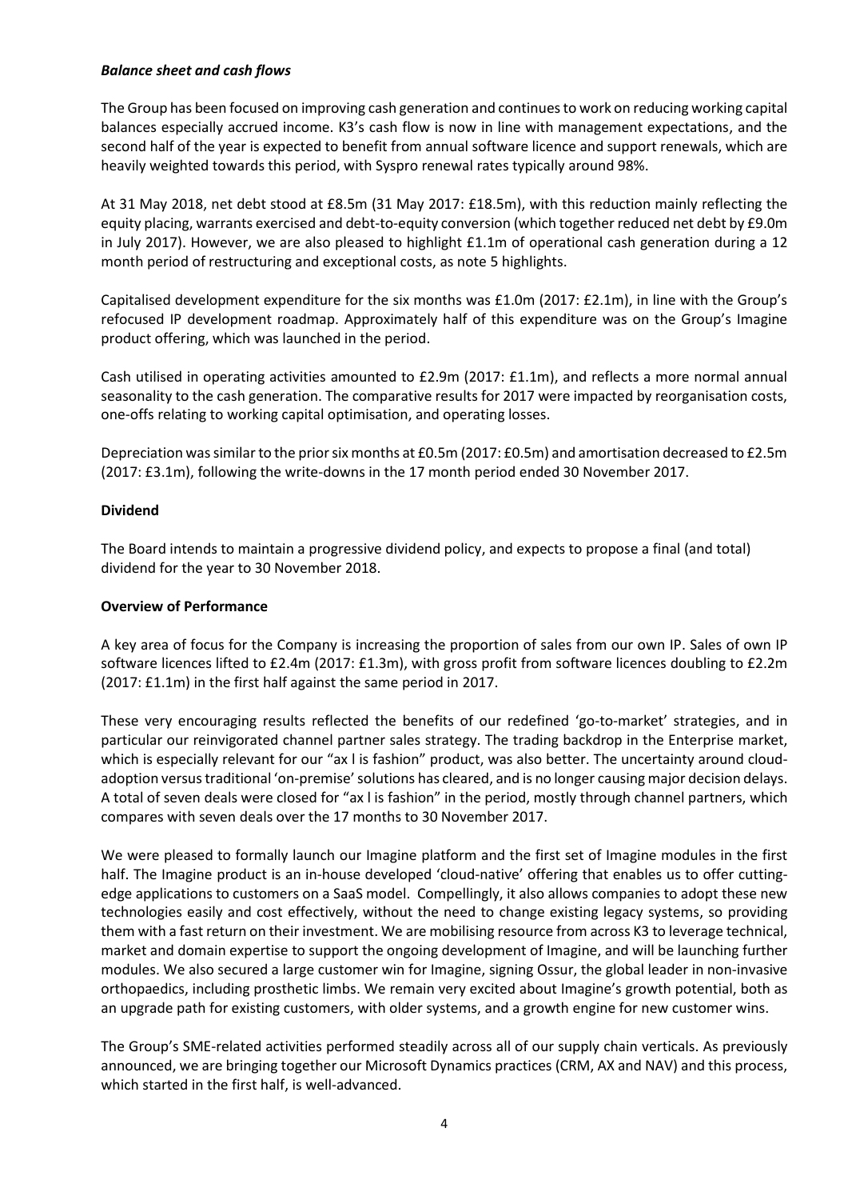***Balance sheet and cash flows***

The Group has been focused on improving cash generation and continues to work on reducing working capital balances especially accrued income. K3's cash flow is now in line with management expectations, and the second half of the year is expected to benefit from annual software licence and support renewals, which are heavily weighted towards this period, with Syspro renewal rates typically around 98%.

At 31 May 2018, net debt stood at £8.5m (31 May 2017: £18.5m), with this reduction mainly reflecting the equity placing, warrants exercised and debt-to-equity conversion (which together reduced net debt by £9.0m in July 2017). However, we are also pleased to highlight £1.1m of operational cash generation during a 12 month period of restructuring and exceptional costs, as note 5 highlights.

Capitalised development expenditure for the six months was £1.0m (2017: £2.1m), in line with the Group's refocused IP development roadmap. Approximately half of this expenditure was on the Group's Imagine product offering, which was launched in the period.

Cash utilised in operating activities amounted to £2.9m (2017: £1.1m), and reflects a more normal annual seasonality to the cash generation. The comparative results for 2017 were impacted by reorganisation costs, one-offs relating to working capital optimisation, and operating losses.

Depreciation was similar to the prior six months at £0.5m (2017: £0.5m) and amortisation decreased to £2.5m (2017: £3.1m), following the write-downs in the 17 month period ended 30 November 2017.

**Dividend**

The Board intends to maintain a progressive dividend policy, and expects to propose a final (and total) dividend for the year to 30 November 2018.

**Overview of Performance**

A key area of focus for the Company is increasing the proportion of sales from our own IP. Sales of own IP software licences lifted to £2.4m (2017: £1.3m), with gross profit from software licences doubling to £2.2m (2017: £1.1m) in the first half against the same period in 2017.

These very encouraging results reflected the benefits of our redefined 'go-to-market' strategies, and in particular our reinvigorated channel partner sales strategy. The trading backdrop in the Enterprise market, which is especially relevant for our "ax l is fashion" product, was also better. The uncertainty around cloud-adoption versus traditional 'on-premise' solutions has cleared, and is no longer causing major decision delays. A total of seven deals were closed for "ax l is fashion" in the period, mostly through channel partners, which compares with seven deals over the 17 months to 30 November 2017.

We were pleased to formally launch our Imagine platform and the first set of Imagine modules in the first half. The Imagine product is an in-house developed 'cloud-native' offering that enables us to offer cutting-edge applications to customers on a SaaS model. Compellingly, it also allows companies to adopt these new technologies easily and cost effectively, without the need to change existing legacy systems, so providing them with a fast return on their investment. We are mobilising resource from across K3 to leverage technical, market and domain expertise to support the ongoing development of Imagine, and will be launching further modules. We also secured a large customer win for Imagine, signing Ossur, the global leader in non-invasive orthopaedics, including prosthetic limbs. We remain very excited about Imagine's growth potential, both as an upgrade path for existing customers, with older systems, and a growth engine for new customer wins.

The Group's SME-related activities performed steadily across all of our supply chain verticals. As previously announced, we are bringing together our Microsoft Dynamics practices (CRM, AX and NAV) and this process, which started in the first half, is well-advanced.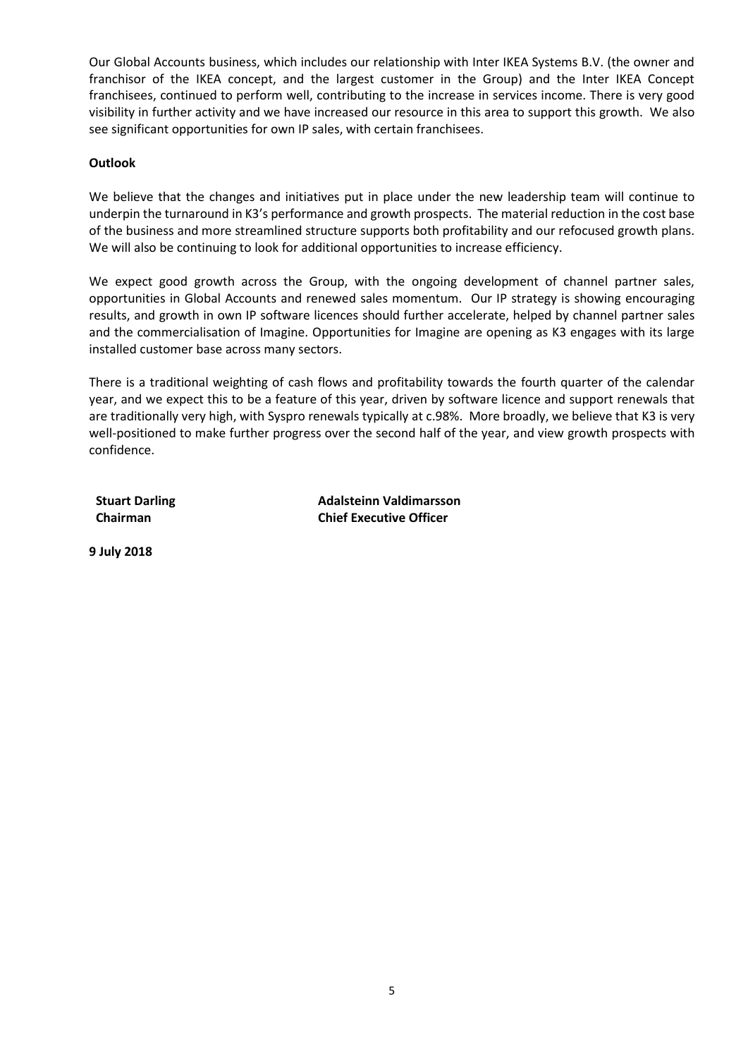Our Global Accounts business, which includes our relationship with Inter IKEA Systems B.V. (the owner and franchisor of the IKEA concept, and the largest customer in the Group) and the Inter IKEA Concept franchisees, continued to perform well, contributing to the increase in services income. There is very good visibility in further activity and we have increased our resource in this area to support this growth. We also see significant opportunities for own IP sales, with certain franchisees.

**Outlook**

We believe that the changes and initiatives put in place under the new leadership team will continue to underpin the turnaround in K3's performance and growth prospects. The material reduction in the cost base of the business and more streamlined structure supports both profitability and our refocused growth plans. We will also be continuing to look for additional opportunities to increase efficiency.

We expect good growth across the Group, with the ongoing development of channel partner sales, opportunities in Global Accounts and renewed sales momentum. Our IP strategy is showing encouraging results, and growth in own IP software licences should further accelerate, helped by channel partner sales and the commercialisation of Imagine. Opportunities for Imagine are opening as K3 engages with its large installed customer base across many sectors.

There is a traditional weighting of cash flows and profitability towards the fourth quarter of the calendar year, and we expect this to be a feature of this year, driven by software licence and support renewals that are traditionally very high, with Syspro renewals typically at c.98%. More broadly, we believe that K3 is very well-positioned to make further progress over the second half of the year, and view growth prospects with confidence.

**Stuart Darling**
**Chairman**

**Adalsteinn Valdimarsson**
**Chief Executive Officer**

**9 July 2018**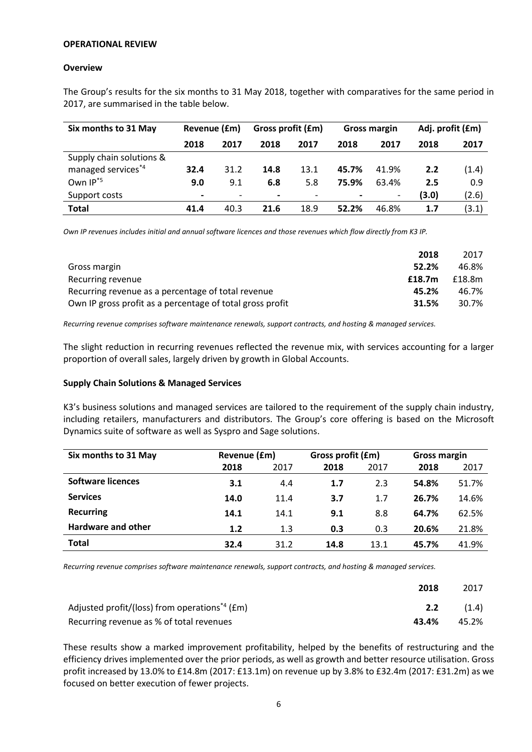**OPERATIONAL REVIEW**

**Overview**

The Group's results for the six months to 31 May 2018, together with comparatives for the same period in 2017, are summarised in the table below.

| Six months to 31 May | Revenue (£m) | | Gross profit (£m) | | Gross margin | | Adj. profit (£m) | |
|---|---|---|---|---|---|---|---|---|
| | **2018** | **2017** | **2018** | **2017** | **2018** | **2017** | **2018** | **2017** |
| Supply chain solutions & managed services*4 | **32.4** | 31.2 | **14.8** | 13.1 | **45.7%** | 41.9% | **2.2** | (1.4) |
| Own IP*5 | **9.0** | 9.1 | **6.8** | 5.8 | **75.9%** | 63.4% | **2.5** | 0.9 |
| Support costs | **-** | - | **-** | - | **-** | - | **(3.0)** | (2.6) |
| **Total** | **41.4** | 40.3 | **21.6** | 18.9 | **52.2%** | 46.8% | **1.7** | (3.1) |

*Own IP revenues includes initial and annual software licences and those revenues which flow directly from K3 IP.*

| | **2018** | 2017 |
|---|---|---|
| Gross margin | **52.2%** | 46.8% |
| Recurring revenue | **£18.7m** | £18.8m |
| Recurring revenue as a percentage of total revenue | **45.2%** | 46.7% |
| Own IP gross profit as a percentage of total gross profit | **31.5%** | 30.7% |

*Recurring revenue comprises software maintenance renewals, support contracts, and hosting & managed services.*

The slight reduction in recurring revenues reflected the revenue mix, with services accounting for a larger proportion of overall sales, largely driven by growth in Global Accounts.

**Supply Chain Solutions & Managed Services**

K3's business solutions and managed services are tailored to the requirement of the supply chain industry, including retailers, manufacturers and distributors. The Group's core offering is based on the Microsoft Dynamics suite of software as well as Syspro and Sage solutions.

| Six months to 31 May | Revenue (£m) | | Gross profit (£m) | | Gross margin | |
|---|---|---|---|---|---|---|
| | **2018** | 2017 | **2018** | 2017 | **2018** | 2017 |
| **Software licences** | **3.1** | 4.4 | **1.7** | 2.3 | **54.8%** | 51.7% |
| **Services** | **14.0** | 11.4 | **3.7** | 1.7 | **26.7%** | 14.6% |
| **Recurring** | **14.1** | 14.1 | **9.1** | 8.8 | **64.7%** | 62.5% |
| **Hardware and other** | **1.2** | 1.3 | **0.3** | 0.3 | **20.6%** | 21.8% |
| **Total** | **32.4** | 31.2 | **14.8** | 13.1 | **45.7%** | 41.9% |

*Recurring revenue comprises software maintenance renewals, support contracts, and hosting & managed services.*

| | **2018** | 2017 |
|---|---|---|
| Adjusted profit/(loss) from operations*4 (£m) | **2.2** | (1.4) |
| Recurring revenue as % of total revenues | **43.4%** | 45.2% |

These results show a marked improvement profitability, helped by the benefits of restructuring and the efficiency drives implemented over the prior periods, as well as growth and better resource utilisation. Gross profit increased by 13.0% to £14.8m (2017: £13.1m) on revenue up by 3.8% to £32.4m (2017: £31.2m) as we focused on better execution of fewer projects.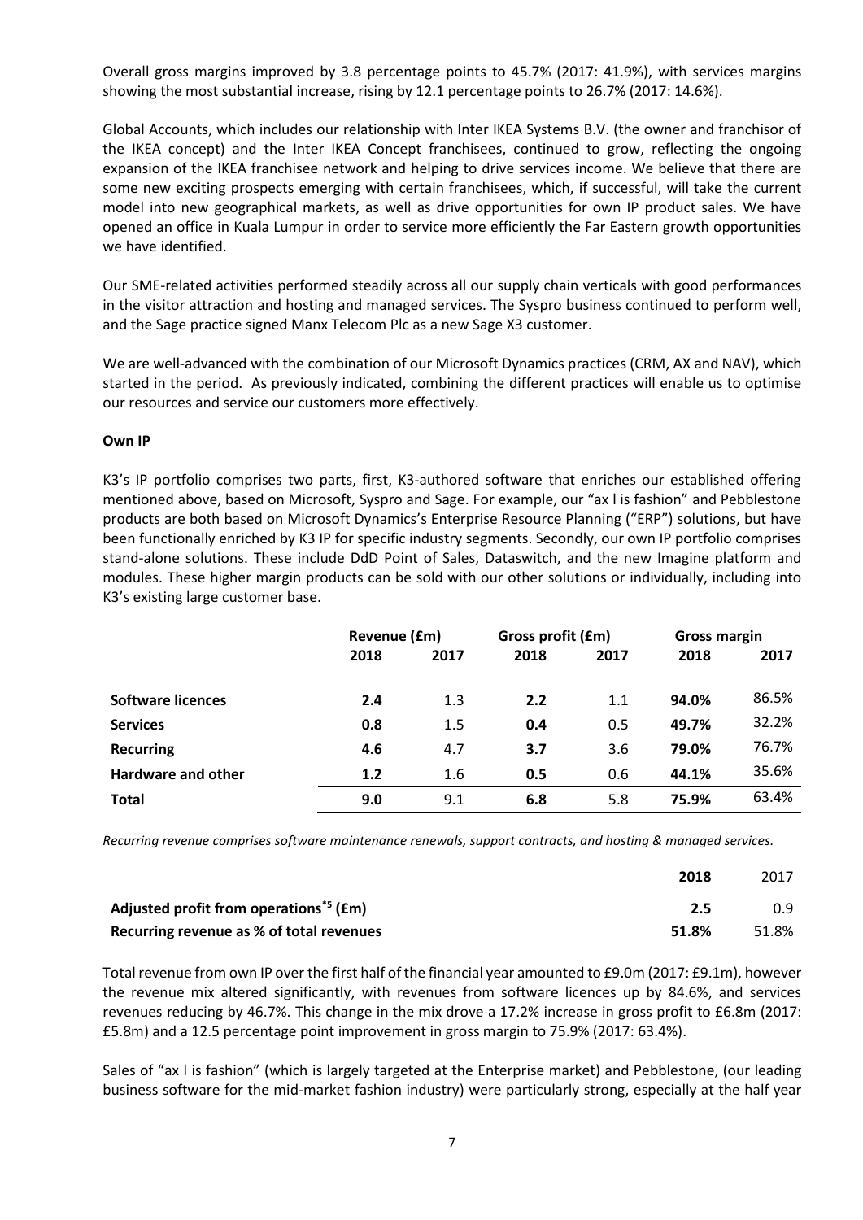Overall gross margins improved by 3.8 percentage points to 45.7% (2017: 41.9%), with services margins showing the most substantial increase, rising by 12.1 percentage points to 26.7% (2017: 14.6%).

Global Accounts, which includes our relationship with Inter IKEA Systems B.V. (the owner and franchisor of the IKEA concept) and the Inter IKEA Concept franchisees, continued to grow, reflecting the ongoing expansion of the IKEA franchisee network and helping to drive services income. We believe that there are some new exciting prospects emerging with certain franchisees, which, if successful, will take the current model into new geographical markets, as well as drive opportunities for own IP product sales. We have opened an office in Kuala Lumpur in order to service more efficiently the Far Eastern growth opportunities we have identified.

Our SME-related activities performed steadily across all our supply chain verticals with good performances in the visitor attraction and hosting and managed services. The Syspro business continued to perform well, and the Sage practice signed Manx Telecom Plc as a new Sage X3 customer.

We are well-advanced with the combination of our Microsoft Dynamics practices (CRM, AX and NAV), which started in the period. As previously indicated, combining the different practices will enable us to optimise our resources and service our customers more effectively.

**Own IP**

K3's IP portfolio comprises two parts, first, K3-authored software that enriches our established offering mentioned above, based on Microsoft, Syspro and Sage. For example, our "ax l is fashion" and Pebblestone products are both based on Microsoft Dynamics's Enterprise Resource Planning ("ERP") solutions, but have been functionally enriched by K3 IP for specific industry segments. Secondly, our own IP portfolio comprises stand-alone solutions. These include DdD Point of Sales, Dataswitch, and the new Imagine platform and modules. These higher margin products can be sold with our other solutions or individually, including into K3's existing large customer base.

| | Revenue (£m) | | Gross profit (£m) | | Gross margin | |
|---|---|---|---|---|---|---|
| | **2018** | **2017** | **2018** | **2017** | **2018** | **2017** |
| **Software licences** | **2.4** | 1.3 | **2.2** | 1.1 | **94.0%** | 86.5% |
| **Services** | **0.8** | 1.5 | **0.4** | 0.5 | **49.7%** | 32.2% |
| **Recurring** | **4.6** | 4.7 | **3.7** | 3.6 | **79.0%** | 76.7% |
| **Hardware and other** | **1.2** | 1.6 | **0.5** | 0.6 | **44.1%** | 35.6% |
| **Total** | **9.0** | 9.1 | **6.8** | 5.8 | **75.9%** | 63.4% |

*Recurring revenue comprises software maintenance renewals, support contracts, and hosting & managed services.*

| | 2018 | 2017 |
|---|---|---|
| **Adjusted profit from operations[*5] (£m)** | **2.5** | 0.9 |
| **Recurring revenue as % of total revenues** | **51.8%** | 51.8% |

Total revenue from own IP over the first half of the financial year amounted to £9.0m (2017: £9.1m), however the revenue mix altered significantly, with revenues from software licences up by 84.6%, and services revenues reducing by 46.7%. This change in the mix drove a 17.2% increase in gross profit to £6.8m (2017: £5.8m) and a 12.5 percentage point improvement in gross margin to 75.9% (2017: 63.4%).

Sales of "ax l is fashion" (which is largely targeted at the Enterprise market) and Pebblestone, (our leading business software for the mid-market fashion industry) were particularly strong, especially at the half year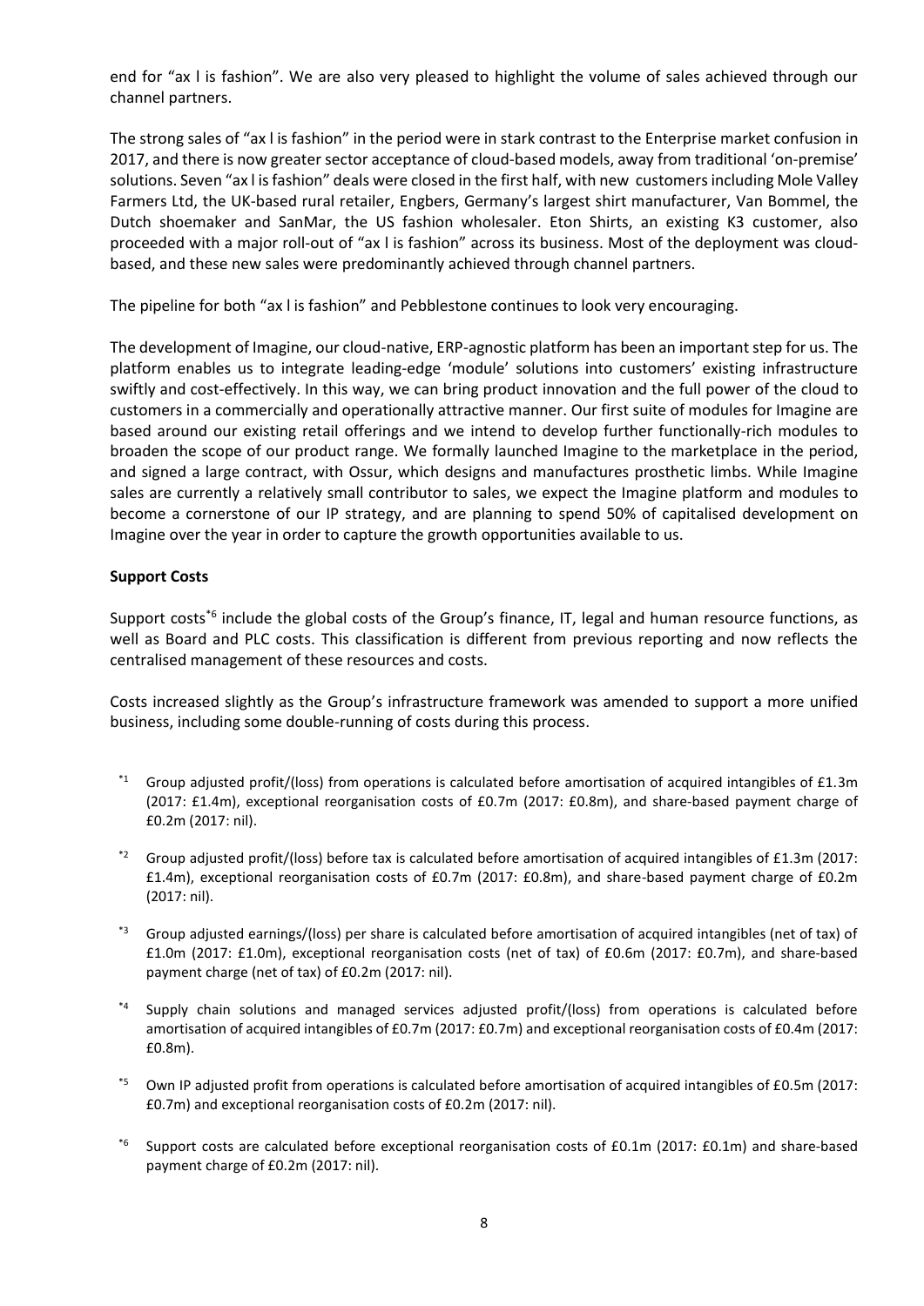end for "ax l is fashion". We are also very pleased to highlight the volume of sales achieved through our channel partners.

The strong sales of "ax l is fashion" in the period were in stark contrast to the Enterprise market confusion in 2017, and there is now greater sector acceptance of cloud-based models, away from traditional 'on-premise' solutions. Seven "ax l is fashion" deals were closed in the first half, with new customers including Mole Valley Farmers Ltd, the UK-based rural retailer, Engbers, Germany's largest shirt manufacturer, Van Bommel, the Dutch shoemaker and SanMar, the US fashion wholesaler. Eton Shirts, an existing K3 customer, also proceeded with a major roll-out of "ax l is fashion" across its business. Most of the deployment was cloud-based, and these new sales were predominantly achieved through channel partners.

The pipeline for both "ax l is fashion" and Pebblestone continues to look very encouraging.

The development of Imagine, our cloud-native, ERP-agnostic platform has been an important step for us. The platform enables us to integrate leading-edge 'module' solutions into customers' existing infrastructure swiftly and cost-effectively. In this way, we can bring product innovation and the full power of the cloud to customers in a commercially and operationally attractive manner. Our first suite of modules for Imagine are based around our existing retail offerings and we intend to develop further functionally-rich modules to broaden the scope of our product range. We formally launched Imagine to the marketplace in the period, and signed a large contract, with Ossur, which designs and manufactures prosthetic limbs. While Imagine sales are currently a relatively small contributor to sales, we expect the Imagine platform and modules to become a cornerstone of our IP strategy, and are planning to spend 50% of capitalised development on Imagine over the year in order to capture the growth opportunities available to us.

**Support Costs**

Support costs[*6] include the global costs of the Group's finance, IT, legal and human resource functions, as well as Board and PLC costs. This classification is different from previous reporting and now reflects the centralised management of these resources and costs.

Costs increased slightly as the Group's infrastructure framework was amended to support a more unified business, including some double-running of costs during this process.

[*1] Group adjusted profit/(loss) from operations is calculated before amortisation of acquired intangibles of £1.3m (2017: £1.4m), exceptional reorganisation costs of £0.7m (2017: £0.8m), and share-based payment charge of £0.2m (2017: nil).

[*2] Group adjusted profit/(loss) before tax is calculated before amortisation of acquired intangibles of £1.3m (2017: £1.4m), exceptional reorganisation costs of £0.7m (2017: £0.8m), and share-based payment charge of £0.2m (2017: nil).

[*3] Group adjusted earnings/(loss) per share is calculated before amortisation of acquired intangibles (net of tax) of £1.0m (2017: £1.0m), exceptional reorganisation costs (net of tax) of £0.6m (2017: £0.7m), and share-based payment charge (net of tax) of £0.2m (2017: nil).

[*4] Supply chain solutions and managed services adjusted profit/(loss) from operations is calculated before amortisation of acquired intangibles of £0.7m (2017: £0.7m) and exceptional reorganisation costs of £0.4m (2017: £0.8m).

[*5] Own IP adjusted profit from operations is calculated before amortisation of acquired intangibles of £0.5m (2017: £0.7m) and exceptional reorganisation costs of £0.2m (2017: nil).

[*6] Support costs are calculated before exceptional reorganisation costs of £0.1m (2017: £0.1m) and share-based payment charge of £0.2m (2017: nil).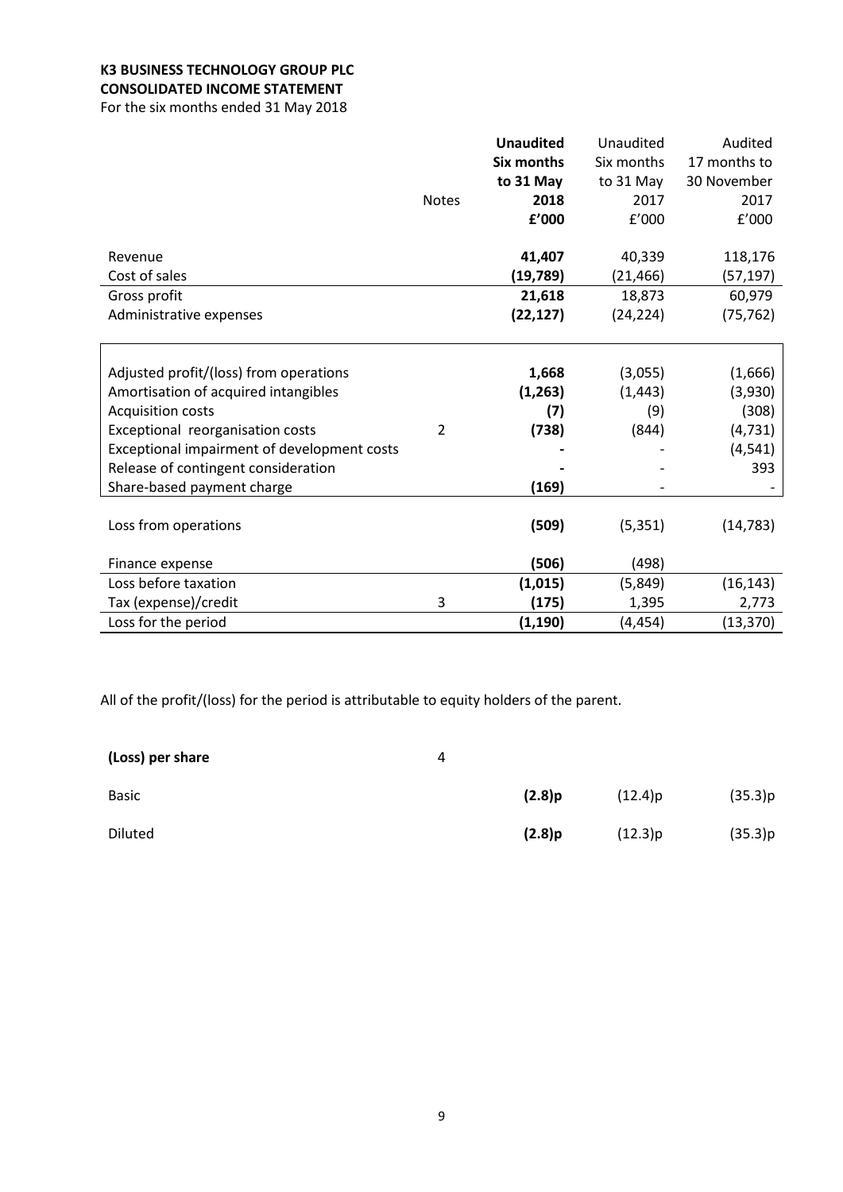**K3 BUSINESS TECHNOLOGY GROUP PLC**

**CONSOLIDATED INCOME STATEMENT**

For the six months ended 31 May 2018

| | Notes | **Unaudited Six months to 31 May 2018 £'000** | Unaudited Six months to 31 May 2017 £'000 | Audited 17 months to 30 November 2017 £'000 |
|---|---|---|---|---|
| Revenue | | **41,407** | 40,339 | 118,176 |
| Cost of sales | | **(19,789)** | (21,466) | (57,197) |
| Gross profit | | **21,618** | 18,873 | 60,979 |
| Administrative expenses | | **(22,127)** | (24,224) | (75,762) |
| | | | | |
| Adjusted profit/(loss) from operations | | **1,668** | (3,055) | (1,666) |
| Amortisation of acquired intangibles | | **(1,263)** | (1,443) | (3,930) |
| Acquisition costs | | **(7)** | (9) | (308) |
| Exceptional reorganisation costs | 2 | **(738)** | (844) | (4,731) |
| Exceptional impairment of development costs | | **-** | - | (4,541) |
| Release of contingent consideration | | **-** | - | 393 |
| Share-based payment charge | | **(169)** | - | - |
| | | | | |
| Loss from operations | | **(509)** | (5,351) | (14,783) |
| | | | | |
| Finance expense | | **(506)** | (498) | |
| Loss before taxation | | **(1,015)** | (5,849) | (16,143) |
| Tax (expense)/credit | 3 | **(175)** | 1,395 | 2,773 |
| Loss for the period | | **(1,190)** | (4,454) | (13,370) |

All of the profit/(loss) for the period is attributable to equity holders of the parent.

| | Notes | | | |
|---|---|---|---|---|
| **(Loss) per share** | 4 | | | |
| Basic | | **(2.8)p** | (12.4)p | (35.3)p |
| Diluted | | **(2.8)p** | (12.3)p | (35.3)p |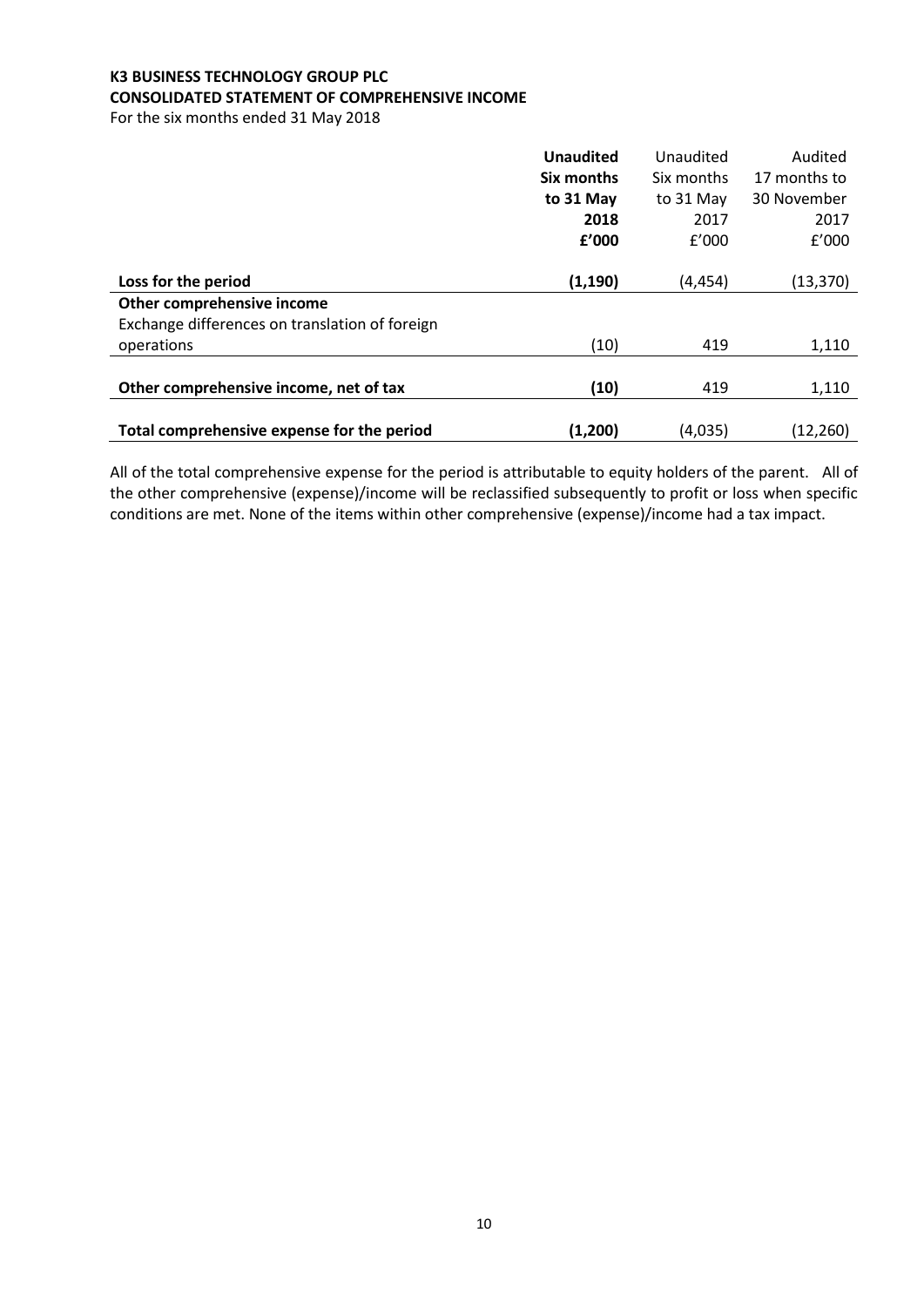**K3 BUSINESS TECHNOLOGY GROUP PLC**
**CONSOLIDATED STATEMENT OF COMPREHENSIVE INCOME**
For the six months ended 31 May 2018

| | **Unaudited Six months to 31 May 2018 £'000** | Unaudited Six months to 31 May 2017 £'000 | Audited 17 months to 30 November 2017 £'000 |
|---|---|---|---|
| **Loss for the period** | **(1,190)** | (4,454) | (13,370) |
| **Other comprehensive income** | | | |
| Exchange differences on translation of foreign operations | (10) | 419 | 1,110 |
| **Other comprehensive income, net of tax** | **(10)** | 419 | 1,110 |
| **Total comprehensive expense for the period** | **(1,200)** | (4,035) | (12,260) |

All of the total comprehensive expense for the period is attributable to equity holders of the parent. All of the other comprehensive (expense)/income will be reclassified subsequently to profit or loss when specific conditions are met. None of the items within other comprehensive (expense)/income had a tax impact.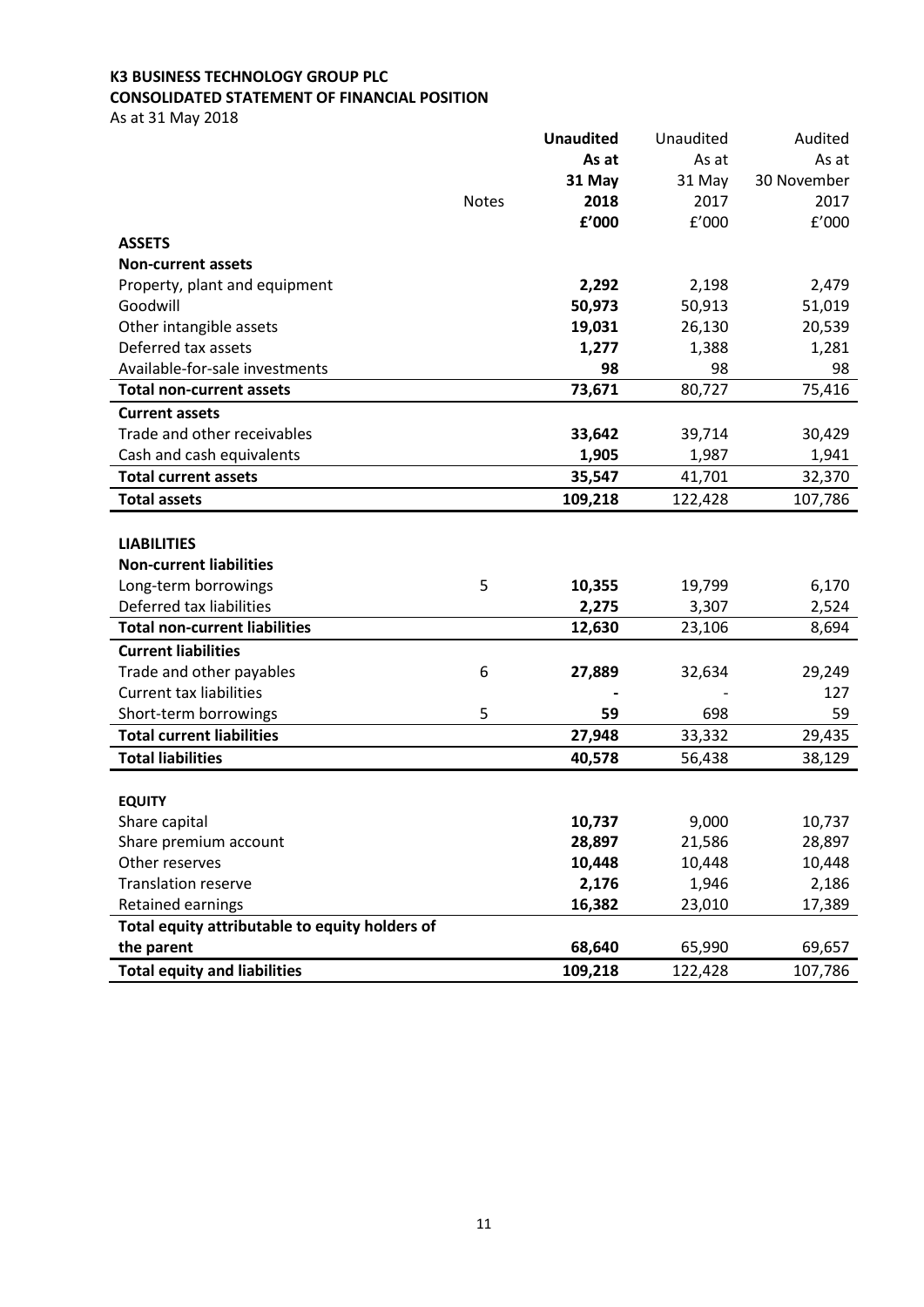**K3 BUSINESS TECHNOLOGY GROUP PLC**

**CONSOLIDATED STATEMENT OF FINANCIAL POSITION**

As at 31 May 2018

| | Notes | **Unaudited As at 31 May 2018 £'000** | Unaudited As at 31 May 2017 £'000 | Audited As at 30 November 2017 £'000 |
|---|---|---|---|---|
| **ASSETS** | | | | |
| **Non-current assets** | | | | |
| Property, plant and equipment | | **2,292** | 2,198 | 2,479 |
| Goodwill | | **50,973** | 50,913 | 51,019 |
| Other intangible assets | | **19,031** | 26,130 | 20,539 |
| Deferred tax assets | | **1,277** | 1,388 | 1,281 |
| Available-for-sale investments | | **98** | 98 | 98 |
| **Total non-current assets** | | **73,671** | 80,727 | 75,416 |
| **Current assets** | | | | |
| Trade and other receivables | | **33,642** | 39,714 | 30,429 |
| Cash and cash equivalents | | **1,905** | 1,987 | 1,941 |
| **Total current assets** | | **35,547** | 41,701 | 32,370 |
| **Total assets** | | **109,218** | 122,428 | 107,786 |
| | | | | |
| **LIABILITIES** | | | | |
| **Non-current liabilities** | | | | |
| Long-term borrowings | 5 | **10,355** | 19,799 | 6,170 |
| Deferred tax liabilities | | **2,275** | 3,307 | 2,524 |
| **Total non-current liabilities** | | **12,630** | 23,106 | 8,694 |
| **Current liabilities** | | | | |
| Trade and other payables | 6 | **27,889** | 32,634 | 29,249 |
| Current tax liabilities | | **-** | - | 127 |
| Short-term borrowings | 5 | **59** | 698 | 59 |
| **Total current liabilities** | | **27,948** | 33,332 | 29,435 |
| **Total liabilities** | | **40,578** | 56,438 | 38,129 |
| | | | | |
| **EQUITY** | | | | |
| Share capital | | **10,737** | 9,000 | 10,737 |
| Share premium account | | **28,897** | 21,586 | 28,897 |
| Other reserves | | **10,448** | 10,448 | 10,448 |
| Translation reserve | | **2,176** | 1,946 | 2,186 |
| Retained earnings | | **16,382** | 23,010 | 17,389 |
| **Total equity attributable to equity holders of the parent** | | **68,640** | 65,990 | 69,657 |
| **Total equity and liabilities** | | **109,218** | 122,428 | 107,786 |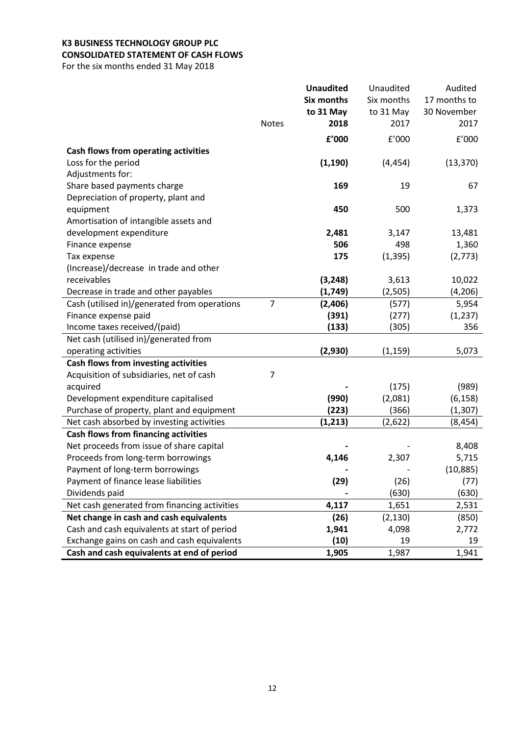**K3 BUSINESS TECHNOLOGY GROUP PLC**
**CONSOLIDATED STATEMENT OF CASH FLOWS**
For the six months ended 31 May 2018

| | Notes | **Unaudited Six months to 31 May 2018** | Unaudited Six months to 31 May 2017 | Audited 17 months to 30 November 2017 |
|---|---|---|---|---|
| | | **£'000** | £'000 | £'000 |
| **Cash flows from operating activities** | | | | |
| Loss for the period | | **(1,190)** | (4,454) | (13,370) |
| Adjustments for: | | | | |
| Share based payments charge | | **169** | 19 | 67 |
| Depreciation of property, plant and equipment | | **450** | 500 | 1,373 |
| Amortisation of intangible assets and development expenditure | | **2,481** | 3,147 | 13,481 |
| Finance expense | | **506** | 498 | 1,360 |
| Tax expense | | **175** | (1,395) | (2,773) |
| (Increase)/decrease in trade and other receivables | | **(3,248)** | 3,613 | 10,022 |
| Decrease in trade and other payables | | **(1,749)** | (2,505) | (4,206) |
| Cash (utilised in)/generated from operations | 7 | **(2,406)** | (577) | 5,954 |
| Finance expense paid | | **(391)** | (277) | (1,237) |
| Income taxes received/(paid) | | **(133)** | (305) | 356 |
| Net cash (utilised in)/generated from operating activities | | **(2,930)** | (1,159) | 5,073 |
| **Cash flows from investing activities** | | | | |
| Acquisition of subsidiaries, net of cash acquired | 7 | **-** | (175) | (989) |
| Development expenditure capitalised | | **(990)** | (2,081) | (6,158) |
| Purchase of property, plant and equipment | | **(223)** | (366) | (1,307) |
| Net cash absorbed by investing activities | | **(1,213)** | (2,622) | (8,454) |
| **Cash flows from financing activities** | | | | |
| Net proceeds from issue of share capital | | **-** | - | 8,408 |
| Proceeds from long-term borrowings | | **4,146** | 2,307 | 5,715 |
| Payment of long-term borrowings | | **-** | - | (10,885) |
| Payment of finance lease liabilities | | **(29)** | (26) | (77) |
| Dividends paid | | **-** | (630) | (630) |
| Net cash generated from financing activities | | **4,117** | 1,651 | 2,531 |
| **Net change in cash and cash equivalents** | | **(26)** | (2,130) | (850) |
| Cash and cash equivalents at start of period | | **1,941** | 4,098 | 2,772 |
| Exchange gains on cash and cash equivalents | | **(10)** | 19 | 19 |
| **Cash and cash equivalents at end of period** | | **1,905** | 1,987 | 1,941 |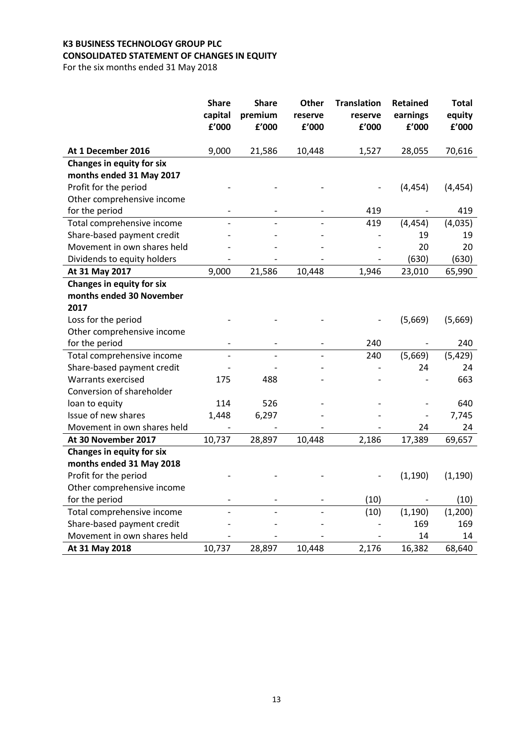**K3 BUSINESS TECHNOLOGY GROUP PLC**
**CONSOLIDATED STATEMENT OF CHANGES IN EQUITY**
For the six months ended 31 May 2018

| | Share capital £'000 | Share premium £'000 | Other reserve £'000 | Translation reserve £'000 | Retained earnings £'000 | Total equity £'000 |
|---|---|---|---|---|---|---|
| **At 1 December 2016** | 9,000 | 21,586 | 10,448 | 1,527 | 28,055 | 70,616 |
| **Changes in equity for six months ended 31 May 2017** | | | | | | |
| Profit for the period | - | - | - | - | (4,454) | (4,454) |
| Other comprehensive income for the period | - | - | - | 419 | - | 419 |
| Total comprehensive income | - | - | - | 419 | (4,454) | (4,035) |
| Share-based payment credit | - | - | - | - | 19 | 19 |
| Movement in own shares held | - | - | - | - | 20 | 20 |
| Dividends to equity holders | - | - | - | - | (630) | (630) |
| **At 31 May 2017** | 9,000 | 21,586 | 10,448 | 1,946 | 23,010 | 65,990 |
| **Changes in equity for six months ended 30 November 2017** | | | | | | |
| Loss for the period | - | - | - | - | (5,669) | (5,669) |
| Other comprehensive income for the period | - | - | - | 240 | - | 240 |
| Total comprehensive income | - | - | - | 240 | (5,669) | (5,429) |
| Share-based payment credit | - | - | - | - | 24 | 24 |
| Warrants exercised | 175 | 488 | - | - | - | 663 |
| Conversion of shareholder loan to equity | 114 | 526 | - | - | - | 640 |
| Issue of new shares | 1,448 | 6,297 | - | - | - | 7,745 |
| Movement in own shares held | - | - | - | - | 24 | 24 |
| **At 30 November 2017** | 10,737 | 28,897 | 10,448 | 2,186 | 17,389 | 69,657 |
| **Changes in equity for six months ended 31 May 2018** | | | | | | |
| Profit for the period | - | - | - | - | (1,190) | (1,190) |
| Other comprehensive income for the period | - | - | - | (10) | - | (10) |
| Total comprehensive income | - | - | - | (10) | (1,190) | (1,200) |
| Share-based payment credit | - | - | - | - | 169 | 169 |
| Movement in own shares held | - | - | - | - | 14 | 14 |
| **At 31 May 2018** | 10,737 | 28,897 | 10,448 | 2,176 | 16,382 | 68,640 |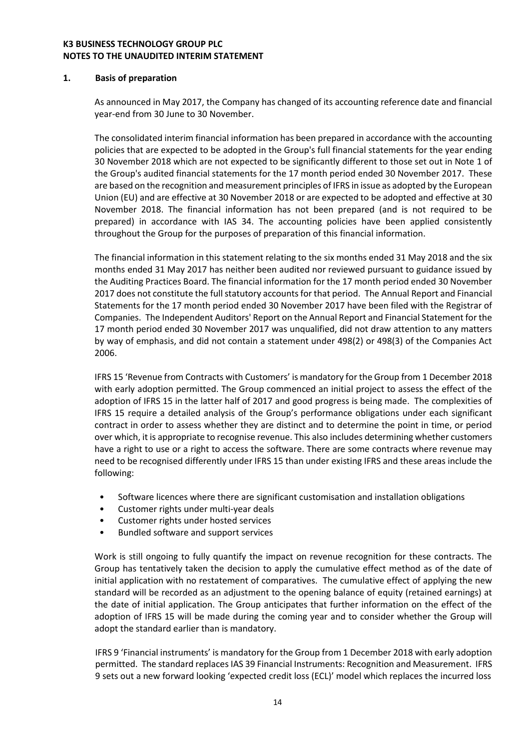**K3 BUSINESS TECHNOLOGY GROUP PLC**
**NOTES TO THE UNAUDITED INTERIM STATEMENT**

**1. Basis of preparation**

As announced in May 2017, the Company has changed of its accounting reference date and financial year-end from 30 June to 30 November.

The consolidated interim financial information has been prepared in accordance with the accounting policies that are expected to be adopted in the Group's full financial statements for the year ending 30 November 2018 which are not expected to be significantly different to those set out in Note 1 of the Group's audited financial statements for the 17 month period ended 30 November 2017. These are based on the recognition and measurement principles of IFRS in issue as adopted by the European Union (EU) and are effective at 30 November 2018 or are expected to be adopted and effective at 30 November 2018. The financial information has not been prepared (and is not required to be prepared) in accordance with IAS 34. The accounting policies have been applied consistently throughout the Group for the purposes of preparation of this financial information.

The financial information in this statement relating to the six months ended 31 May 2018 and the six months ended 31 May 2017 has neither been audited nor reviewed pursuant to guidance issued by the Auditing Practices Board. The financial information for the 17 month period ended 30 November 2017 does not constitute the full statutory accounts for that period. The Annual Report and Financial Statements for the 17 month period ended 30 November 2017 have been filed with the Registrar of Companies. The Independent Auditors' Report on the Annual Report and Financial Statement for the 17 month period ended 30 November 2017 was unqualified, did not draw attention to any matters by way of emphasis, and did not contain a statement under 498(2) or 498(3) of the Companies Act 2006.

IFRS 15 'Revenue from Contracts with Customers' is mandatory for the Group from 1 December 2018 with early adoption permitted. The Group commenced an initial project to assess the effect of the adoption of IFRS 15 in the latter half of 2017 and good progress is being made. The complexities of IFRS 15 require a detailed analysis of the Group's performance obligations under each significant contract in order to assess whether they are distinct and to determine the point in time, or period over which, it is appropriate to recognise revenue. This also includes determining whether customers have a right to use or a right to access the software. There are some contracts where revenue may need to be recognised differently under IFRS 15 than under existing IFRS and these areas include the following:

- Software licences where there are significant customisation and installation obligations
- Customer rights under multi-year deals
- Customer rights under hosted services
- Bundled software and support services

Work is still ongoing to fully quantify the impact on revenue recognition for these contracts. The Group has tentatively taken the decision to apply the cumulative effect method as of the date of initial application with no restatement of comparatives. The cumulative effect of applying the new standard will be recorded as an adjustment to the opening balance of equity (retained earnings) at the date of initial application. The Group anticipates that further information on the effect of the adoption of IFRS 15 will be made during the coming year and to consider whether the Group will adopt the standard earlier than is mandatory.

IFRS 9 'Financial instruments' is mandatory for the Group from 1 December 2018 with early adoption permitted. The standard replaces IAS 39 Financial Instruments: Recognition and Measurement. IFRS 9 sets out a new forward looking 'expected credit loss (ECL)' model which replaces the incurred loss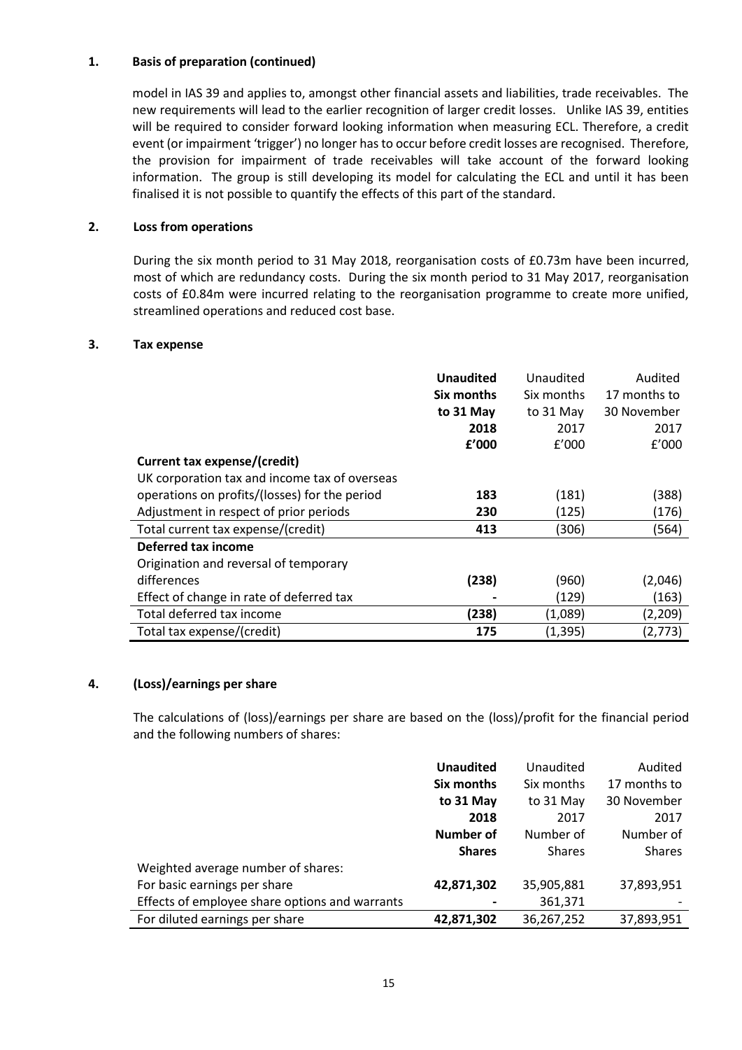## 1. Basis of preparation (continued)

model in IAS 39 and applies to, amongst other financial assets and liabilities, trade receivables. The new requirements will lead to the earlier recognition of larger credit losses. Unlike IAS 39, entities will be required to consider forward looking information when measuring ECL. Therefore, a credit event (or impairment 'trigger') no longer has to occur before credit losses are recognised. Therefore, the provision for impairment of trade receivables will take account of the forward looking information. The group is still developing its model for calculating the ECL and until it has been finalised it is not possible to quantify the effects of this part of the standard.

## 2. Loss from operations

During the six month period to 31 May 2018, reorganisation costs of £0.73m have been incurred, most of which are redundancy costs. During the six month period to 31 May 2017, reorganisation costs of £0.84m were incurred relating to the reorganisation programme to create more unified, streamlined operations and reduced cost base.

## 3. Tax expense

| | **Unaudited Six months to 31 May 2018 £'000** | Unaudited Six months to 31 May 2017 £'000 | Audited 17 months to 30 November 2017 £'000 |
|---|---|---|---|
| **Current tax expense/(credit)** | | | |
| UK corporation tax and income tax of overseas operations on profits/(losses) for the period | **183** | (181) | (388) |
| Adjustment in respect of prior periods | **230** | (125) | (176) |
| Total current tax expense/(credit) | **413** | (306) | (564) |
| **Deferred tax income** | | | |
| Origination and reversal of temporary differences | **(238)** | (960) | (2,046) |
| Effect of change in rate of deferred tax | **-** | (129) | (163) |
| Total deferred tax income | **(238)** | (1,089) | (2,209) |
| Total tax expense/(credit) | **175** | (1,395) | (2,773) |

## 4. (Loss)/earnings per share

The calculations of (loss)/earnings per share are based on the (loss)/profit for the financial period and the following numbers of shares:

| | **Unaudited Six months to 31 May 2018 Number of Shares** | Unaudited Six months to 31 May 2017 Number of Shares | Audited 17 months to 30 November 2017 Number of Shares |
|---|---|---|---|
| Weighted average number of shares: | | | |
| For basic earnings per share | **42,871,302** | 35,905,881 | 37,893,951 |
| Effects of employee share options and warrants | **-** | 361,371 | - |
| For diluted earnings per share | **42,871,302** | 36,267,252 | 37,893,951 |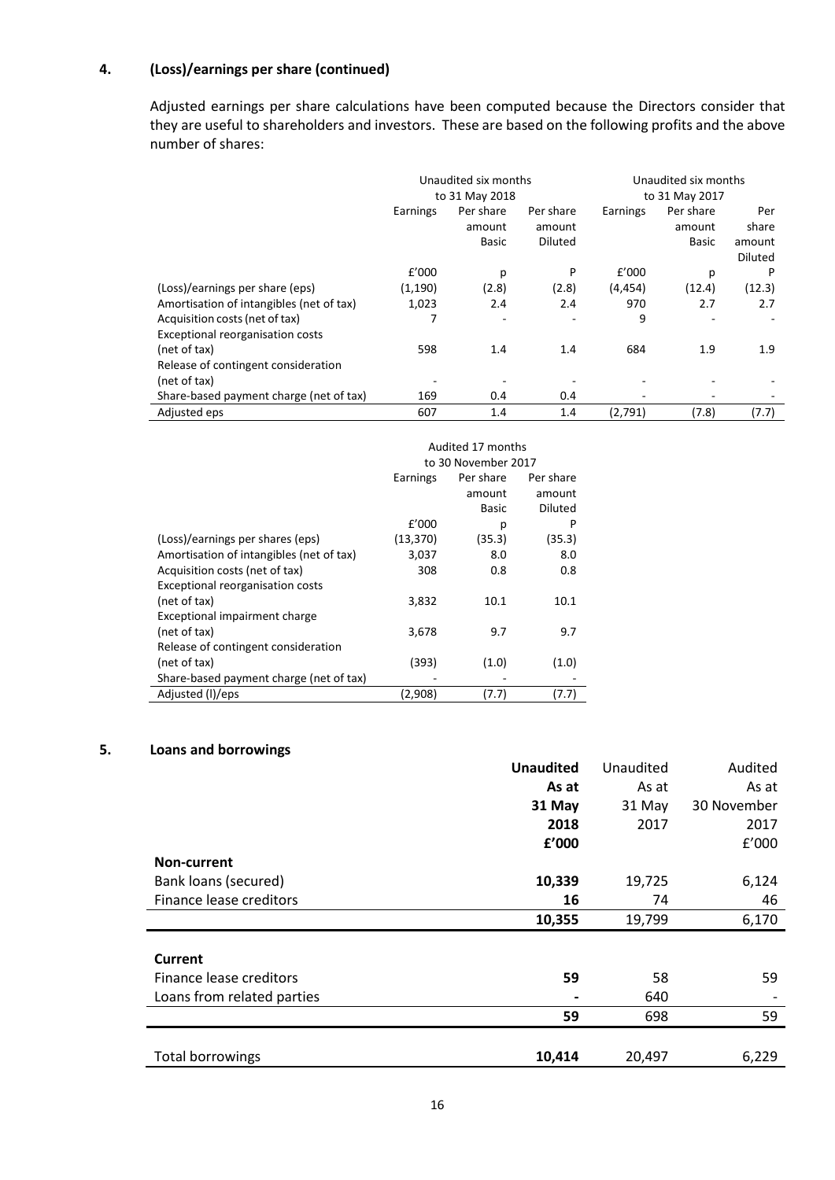## 4. (Loss)/earnings per share (continued)

Adjusted earnings per share calculations have been computed because the Directors consider that they are useful to shareholders and investors. These are based on the following profits and the above number of shares:

| | Unaudited six months to 31 May 2018 | | | Unaudited six months to 31 May 2017 | | |
|---|---|---|---|---|---|---|
| | Earnings | Per share amount Basic | Per share amount Diluted | Earnings | Per share amount Basic | Per share amount Diluted |
| | £'000 | p | P | £'000 | p | P |
| (Loss)/earnings per share (eps) | (1,190) | (2.8) | (2.8) | (4,454) | (12.4) | (12.3) |
| Amortisation of intangibles (net of tax) | 1,023 | 2.4 | 2.4 | 970 | 2.7 | 2.7 |
| Acquisition costs (net of tax) | 7 | - | - | 9 | - | - |
| Exceptional reorganisation costs (net of tax) | 598 | 1.4 | 1.4 | 684 | 1.9 | 1.9 |
| Release of contingent consideration (net of tax) | - | - | - | - | - | - |
| Share-based payment charge (net of tax) | 169 | 0.4 | 0.4 | - | - | - |
| Adjusted eps | 607 | 1.4 | 1.4 | (2,791) | (7.8) | (7.7) |

| | Audited 17 months to 30 November 2017 | | |
|---|---|---|---|
| | Earnings | Per share amount Basic | Per share amount Diluted |
| | £'000 | p | P |
| (Loss)/earnings per shares (eps) | (13,370) | (35.3) | (35.3) |
| Amortisation of intangibles (net of tax) | 3,037 | 8.0 | 8.0 |
| Acquisition costs (net of tax) | 308 | 0.8 | 0.8 |
| Exceptional reorganisation costs (net of tax) | 3,832 | 10.1 | 10.1 |
| Exceptional impairment charge (net of tax) | 3,678 | 9.7 | 9.7 |
| Release of contingent consideration (net of tax) | (393) | (1.0) | (1.0) |
| Share-based payment charge (net of tax) | - | - | - |
| Adjusted (l)/eps | (2,908) | (7.7) | (7.7) |

## 5. Loans and borrowings

| | **Unaudited As at 31 May 2018 £'000** | Unaudited As at 31 May 2017 | Audited As at 30 November 2017 £'000 |
|---|---|---|---|
| **Non-current** | | | |
| Bank loans (secured) | **10,339** | 19,725 | 6,124 |
| Finance lease creditors | **16** | 74 | 46 |
| | **10,355** | 19,799 | 6,170 |
| **Current** | | | |
| Finance lease creditors | **59** | 58 | 59 |
| Loans from related parties | **-** | 640 | - |
| | **59** | 698 | 59 |
| Total borrowings | **10,414** | 20,497 | 6,229 |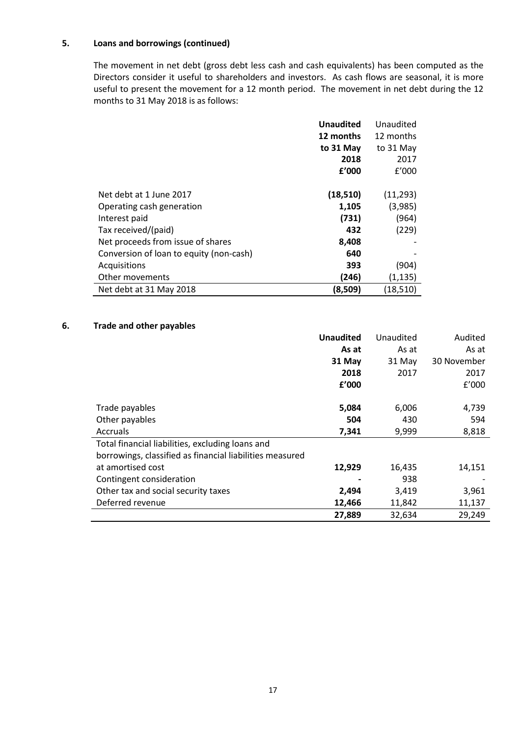## 5. Loans and borrowings (continued)

The movement in net debt (gross debt less cash and cash equivalents) has been computed as the Directors consider it useful to shareholders and investors. As cash flows are seasonal, it is more useful to present the movement for a 12 month period. The movement in net debt during the 12 months to 31 May 2018 is as follows:

| | **Unaudited 12 months to 31 May 2018 £'000** | Unaudited 12 months to 31 May 2017 £'000 |
|---|---|---|
| Net debt at 1 June 2017 | **(18,510)** | (11,293) |
| Operating cash generation | **1,105** | (3,985) |
| Interest paid | **(731)** | (964) |
| Tax received/(paid) | **432** | (229) |
| Net proceeds from issue of shares | **8,408** | - |
| Conversion of loan to equity (non-cash) | **640** | - |
| Acquisitions | **393** | (904) |
| Other movements | **(246)** | (1,135) |
| Net debt at 31 May 2018 | **(8,509)** | (18,510) |

## 6. Trade and other payables

| | **Unaudited As at 31 May 2018 £'000** | Unaudited As at 31 May 2017 | Audited As at 30 November 2017 £'000 |
|---|---|---|---|
| Trade payables | **5,084** | 6,006 | 4,739 |
| Other payables | **504** | 430 | 594 |
| Accruals | **7,341** | 9,999 | 8,818 |
| Total financial liabilities, excluding loans and borrowings, classified as financial liabilities measured at amortised cost | **12,929** | 16,435 | 14,151 |
| Contingent consideration | **-** | 938 | - |
| Other tax and social security taxes | **2,494** | 3,419 | 3,961 |
| Deferred revenue | **12,466** | 11,842 | 11,137 |
| | **27,889** | 32,634 | 29,249 |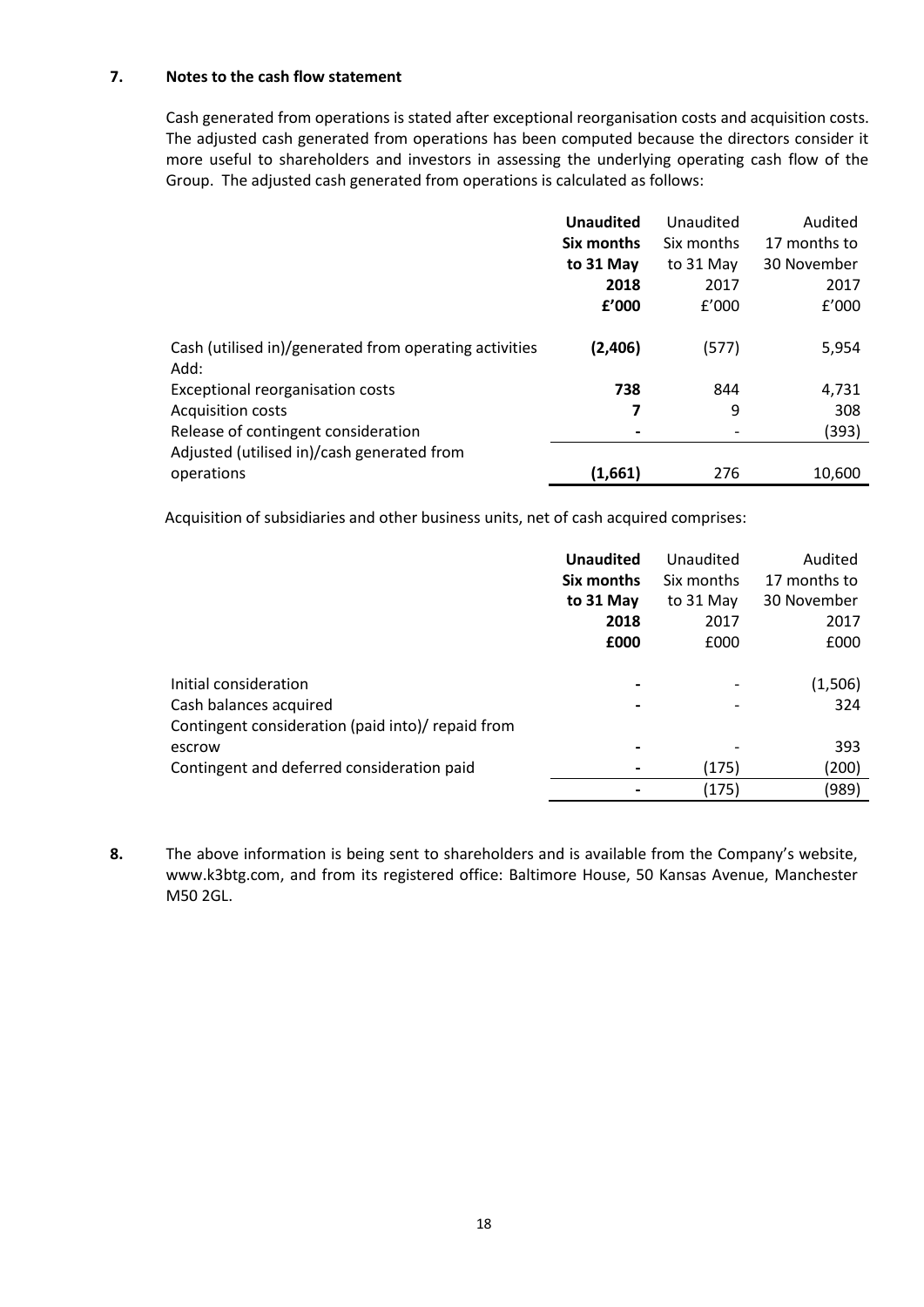## 7. Notes to the cash flow statement

Cash generated from operations is stated after exceptional reorganisation costs and acquisition costs. The adjusted cash generated from operations has been computed because the directors consider it more useful to shareholders and investors in assessing the underlying operating cash flow of the Group. The adjusted cash generated from operations is calculated as follows:

| | **Unaudited Six months to 31 May 2018 £'000** | Unaudited Six months to 31 May 2017 £'000 | Audited 17 months to 30 November 2017 £'000 |
|---|---|---|---|
| Cash (utilised in)/generated from operating activities | **(2,406)** | (577) | 5,954 |
| Add: | | | |
| Exceptional reorganisation costs | **738** | 844 | 4,731 |
| Acquisition costs | **7** | 9 | 308 |
| Release of contingent consideration | **-** | - | (393) |
| Adjusted (utilised in)/cash generated from operations | **(1,661)** | 276 | 10,600 |

Acquisition of subsidiaries and other business units, net of cash acquired comprises:

| | **Unaudited Six months to 31 May 2018 £000** | Unaudited Six months to 31 May 2017 £000 | Audited 17 months to 30 November 2017 £000 |
|---|---|---|---|
| Initial consideration | **-** | - | (1,506) |
| Cash balances acquired | **-** | - | 324 |
| Contingent consideration (paid into)/ repaid from escrow | **-** | - | 393 |
| Contingent and deferred consideration paid | **-** | (175) | (200) |
| | **-** | (175) | (989) |

**8.** The above information is being sent to shareholders and is available from the Company's website, www.k3btg.com, and from its registered office: Baltimore House, 50 Kansas Avenue, Manchester M50 2GL.